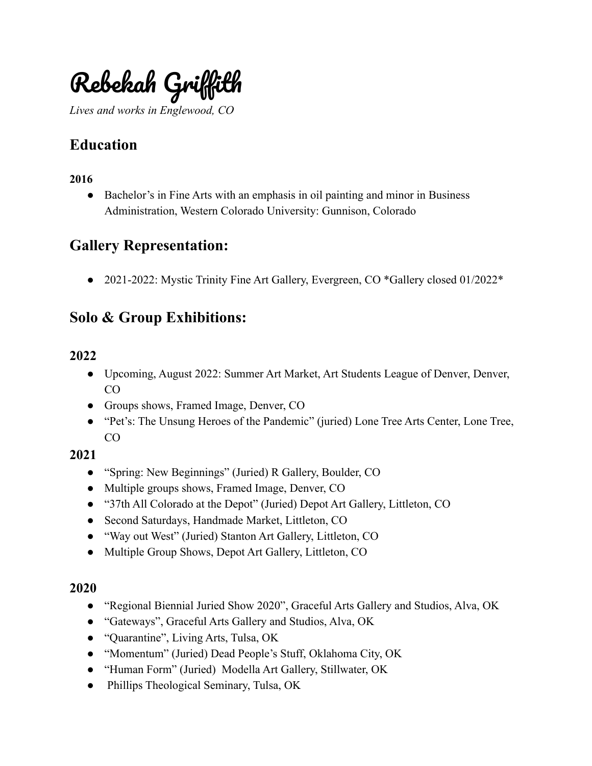# Rebekah Griffith

*Lives and works in Englewood, CO*

## Education

### 2016

- Bachelor's in Fine Arts with an emphasis in oil painting and minor in Business Administration, Western Colorado University: Gunnison, Colorado

## Gallery Representation:

- 2021-2022: Mystic Trinity Fine Art Gallery, Evergreen, CO *Gallery closed 01/2022*

## Solo & Group Exhibitions:

### 2022

- Upcoming, August 2022: Summer Art Market, Art Students League of Denver, Denver, CO
- Groups shows, Framed Image, Denver, CO
- "Pet's: The Unsung Heroes of the Pandemic" (juried) Lone Tree Arts Center, Lone Tree, CO

### 2021

- "Spring: New Beginnings" (Juried) R Gallery, Boulder, CO
- Multiple groups shows, Framed Image, Denver, CO
- "37th All Colorado at the Depot" (Juried) Depot Art Gallery, Littleton, CO
- Second Saturdays, Handmade Market, Littleton, CO
- "Way out West" (Juried) Stanton Art Gallery, Littleton, CO
- Multiple Group Shows, Depot Art Gallery, Littleton, CO

### 2020

- "Regional Biennial Juried Show 2020", Graceful Arts Gallery and Studios, Alva, OK
- "Gateways", Graceful Arts Gallery and Studios, Alva, OK
- "Quarantine", Living Arts, Tulsa, OK
- "Momentum" (Juried) Dead People's Stuff, Oklahoma City, OK
- "Human Form" (Juried) Modella Art Gallery, Stillwater, OK
- Phillips Theological Seminary, Tulsa, OK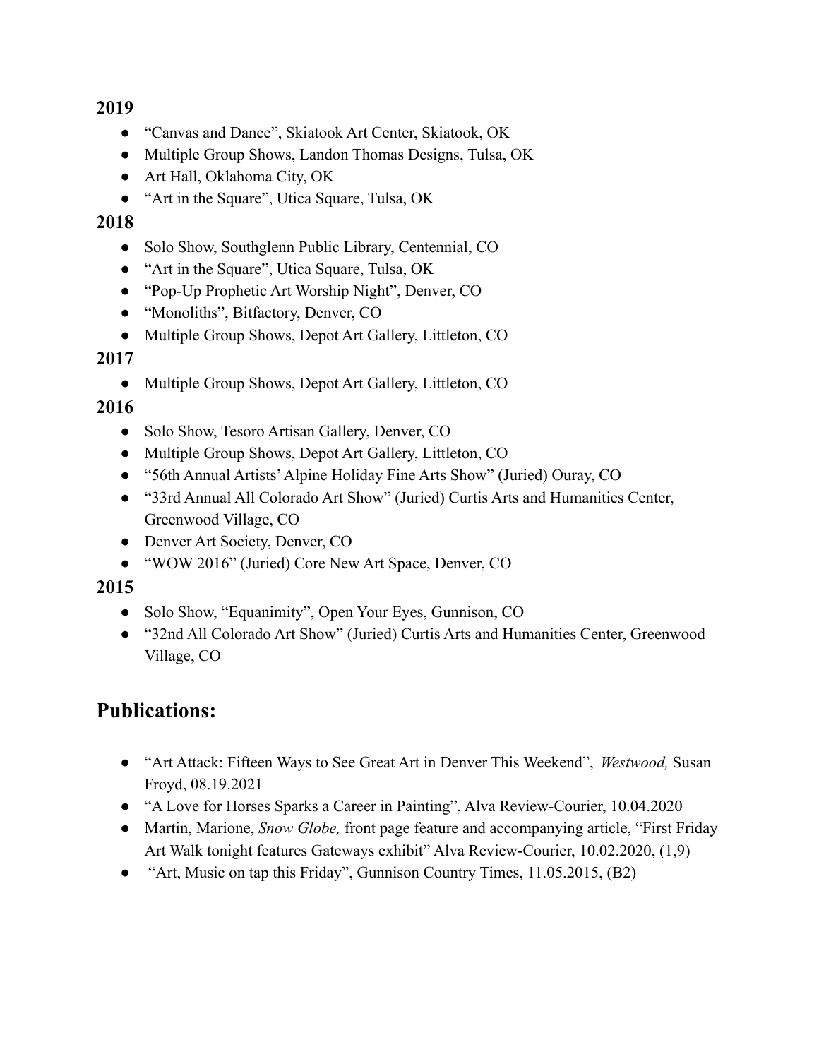**2019**

- "Canvas and Dance", Skiatook Art Center, Skiatook, OK
- Multiple Group Shows, Landon Thomas Designs, Tulsa, OK
- Art Hall, Oklahoma City, OK
- "Art in the Square", Utica Square, Tulsa, OK

**2018**

- Solo Show, Southglenn Public Library, Centennial, CO
- "Art in the Square", Utica Square, Tulsa, OK
- "Pop-Up Prophetic Art Worship Night", Denver, CO
- "Monoliths", Bitfactory, Denver, CO
- Multiple Group Shows, Depot Art Gallery, Littleton, CO

**2017**

- Multiple Group Shows, Depot Art Gallery, Littleton, CO

**2016**

- Solo Show, Tesoro Artisan Gallery, Denver, CO
- Multiple Group Shows, Depot Art Gallery, Littleton, CO
- "56th Annual Artists' Alpine Holiday Fine Arts Show" (Juried) Ouray, CO
- "33rd Annual All Colorado Art Show" (Juried) Curtis Arts and Humanities Center, Greenwood Village, CO
- Denver Art Society, Denver, CO
- "WOW 2016" (Juried) Core New Art Space, Denver, CO

**2015**

- Solo Show, "Equanimity", Open Your Eyes, Gunnison, CO
- "32nd All Colorado Art Show" (Juried) Curtis Arts and Humanities Center, Greenwood Village, CO

## Publications:

- "Art Attack: Fifteen Ways to See Great Art in Denver This Weekend", *Westwood,* Susan Froyd, 08.19.2021
- "A Love for Horses Sparks a Career in Painting", Alva Review-Courier, 10.04.2020
- Martin, Marione, *Snow Globe,* front page feature and accompanying article, "First Friday Art Walk tonight features Gateways exhibit" Alva Review-Courier, 10.02.2020, (1,9)
- "Art, Music on tap this Friday", Gunnison Country Times, 11.05.2015, (B2)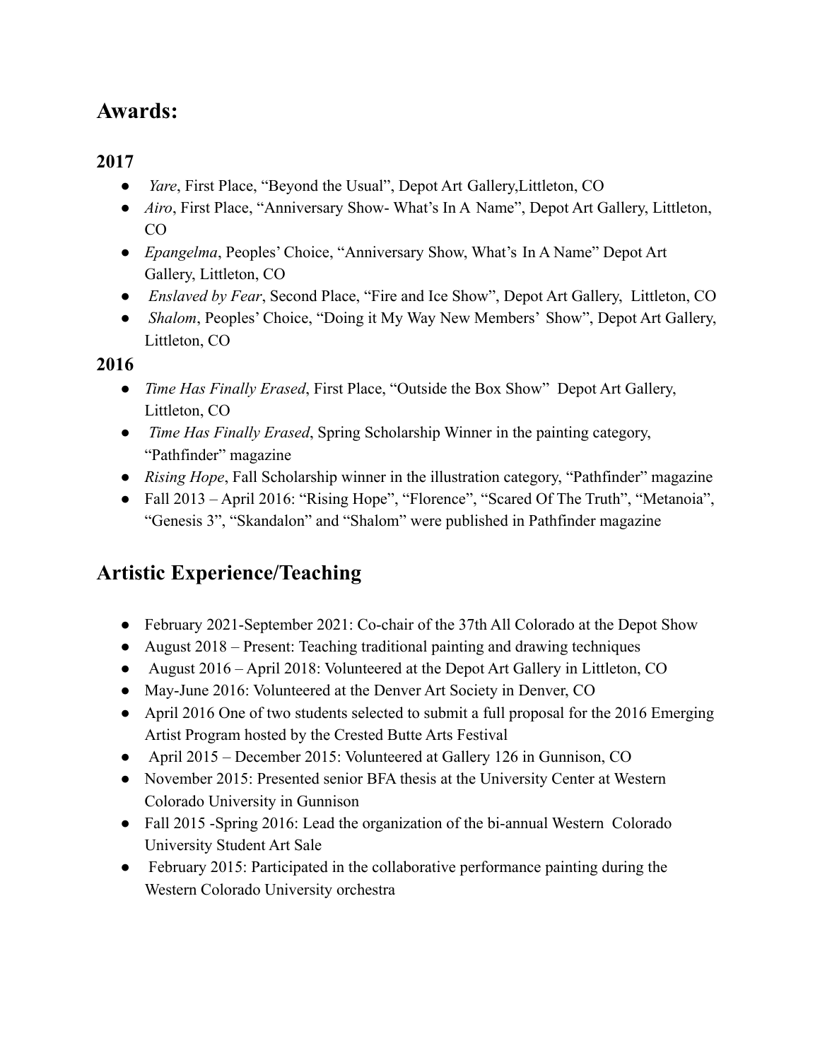## Awards:

### 2017

- *Yare*, First Place, "Beyond the Usual", Depot Art Gallery,Littleton, CO
- *Airo*, First Place, "Anniversary Show- What's In A Name", Depot Art Gallery, Littleton, CO
- *Epangelma*, Peoples' Choice, "Anniversary Show, What's In A Name" Depot Art Gallery, Littleton, CO
- *Enslaved by Fear*, Second Place, "Fire and Ice Show", Depot Art Gallery, Littleton, CO
- *Shalom*, Peoples' Choice, "Doing it My Way New Members' Show", Depot Art Gallery, Littleton, CO

### 2016

- *Time Has Finally Erased*, First Place, "Outside the Box Show" Depot Art Gallery, Littleton, CO
- *Time Has Finally Erased*, Spring Scholarship Winner in the painting category, "Pathfinder" magazine
- *Rising Hope*, Fall Scholarship winner in the illustration category, "Pathfinder" magazine
- Fall 2013 – April 2016: "Rising Hope", "Florence", "Scared Of The Truth", "Metanoia", "Genesis 3", "Skandalon" and "Shalom" were published in Pathfinder magazine

## Artistic Experience/Teaching

- February 2021-September 2021: Co-chair of the 37th All Colorado at the Depot Show
- August 2018 – Present: Teaching traditional painting and drawing techniques
- August 2016 – April 2018: Volunteered at the Depot Art Gallery in Littleton, CO
- May-June 2016: Volunteered at the Denver Art Society in Denver, CO
- April 2016 One of two students selected to submit a full proposal for the 2016 Emerging Artist Program hosted by the Crested Butte Arts Festival
- April 2015 – December 2015: Volunteered at Gallery 126 in Gunnison, CO
- November 2015: Presented senior BFA thesis at the University Center at Western Colorado University in Gunnison
- Fall 2015 -Spring 2016: Lead the organization of the bi-annual Western Colorado University Student Art Sale
- February 2015: Participated in the collaborative performance painting during the Western Colorado University orchestra